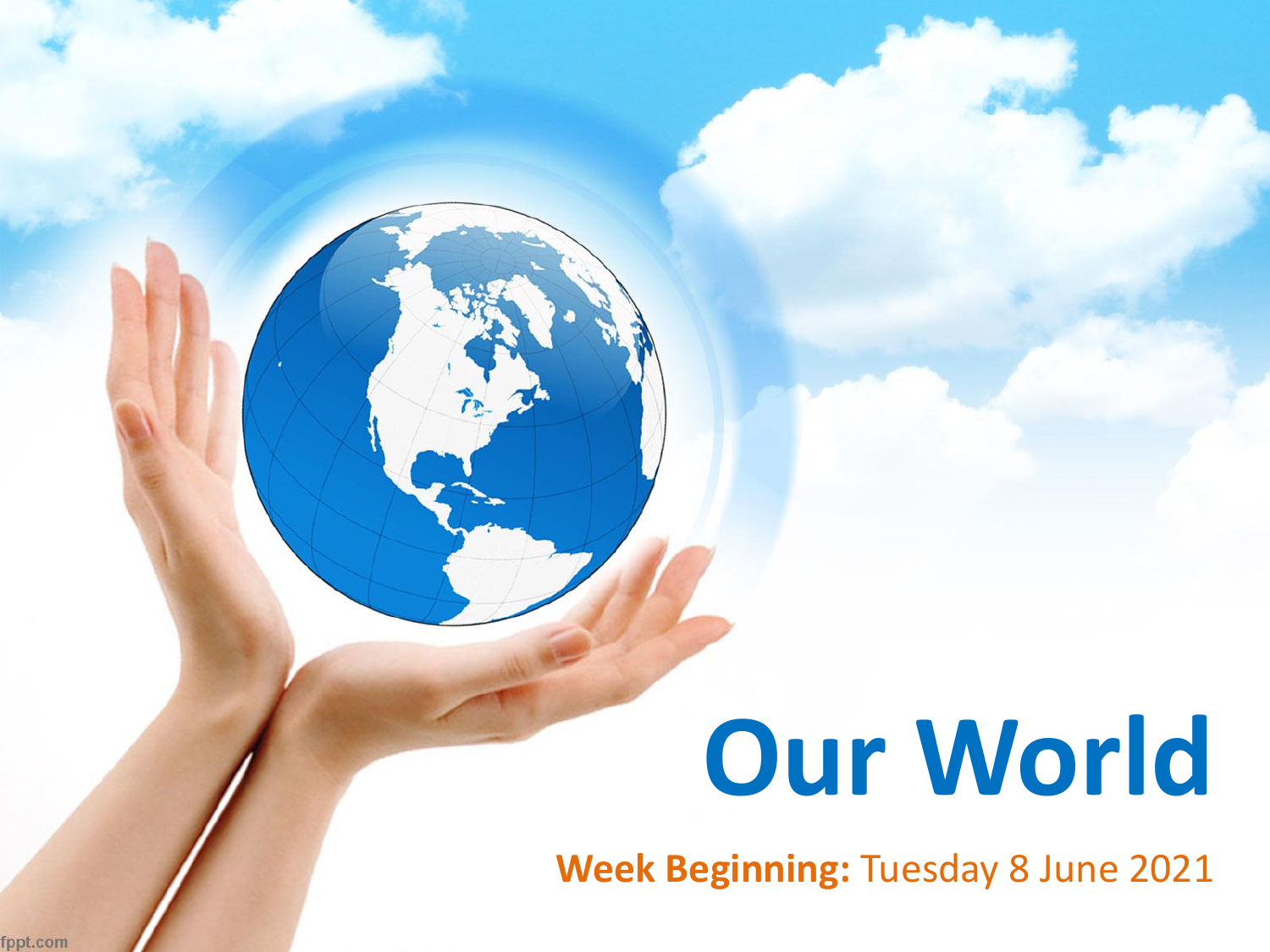# Our World

**Week Beginning:** Tuesday 8 June 2021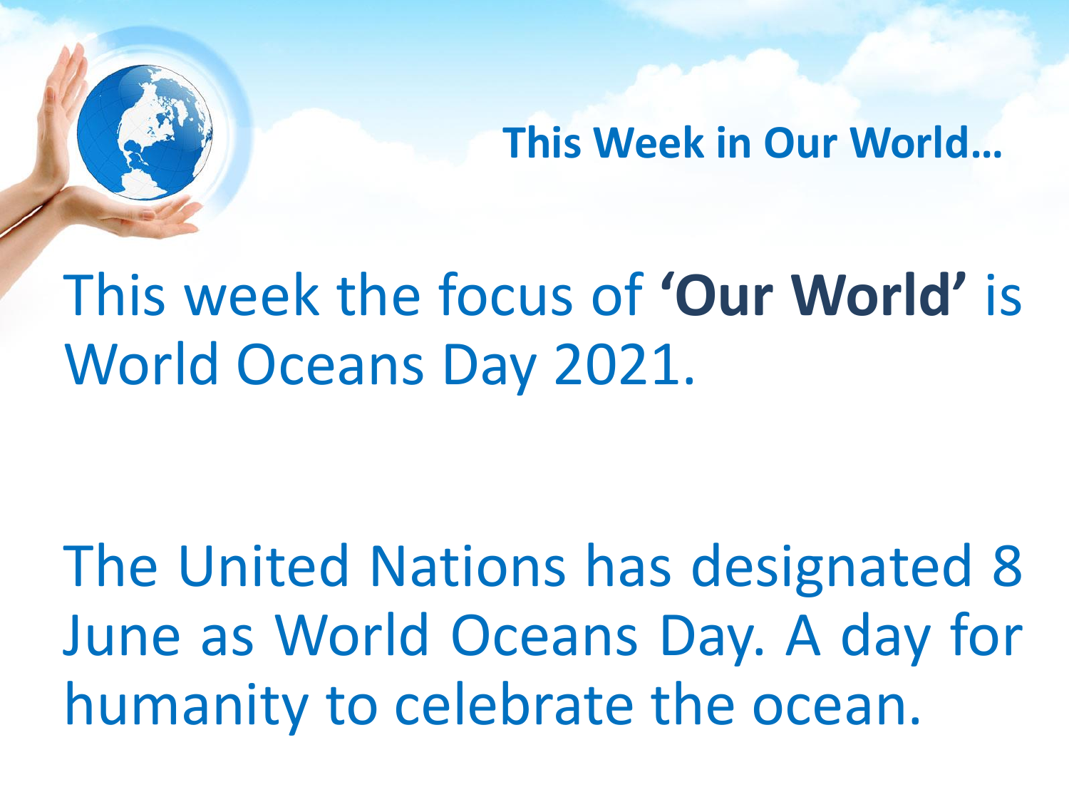## This Week in Our World…

This week the focus of **‘Our World’** is World Oceans Day 2021.

The United Nations has designated 8 June as World Oceans Day. A day for humanity to celebrate the ocean.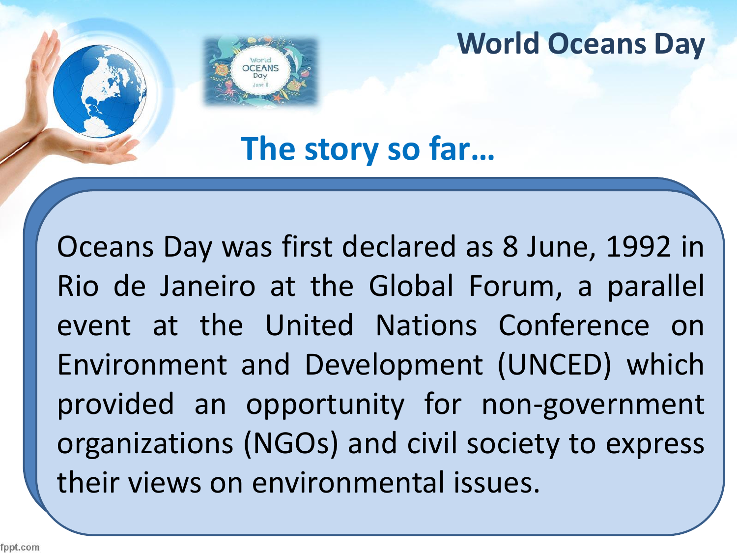# World Oceans Day

## The story so far...

Oceans Day was first declared as 8 June, 1992 in Rio de Janeiro at the Global Forum, a parallel event at the United Nations Conference on Environment and Development (UNCED) which provided an opportunity for non-government organizations (NGOs) and civil society to express their views on environmental issues.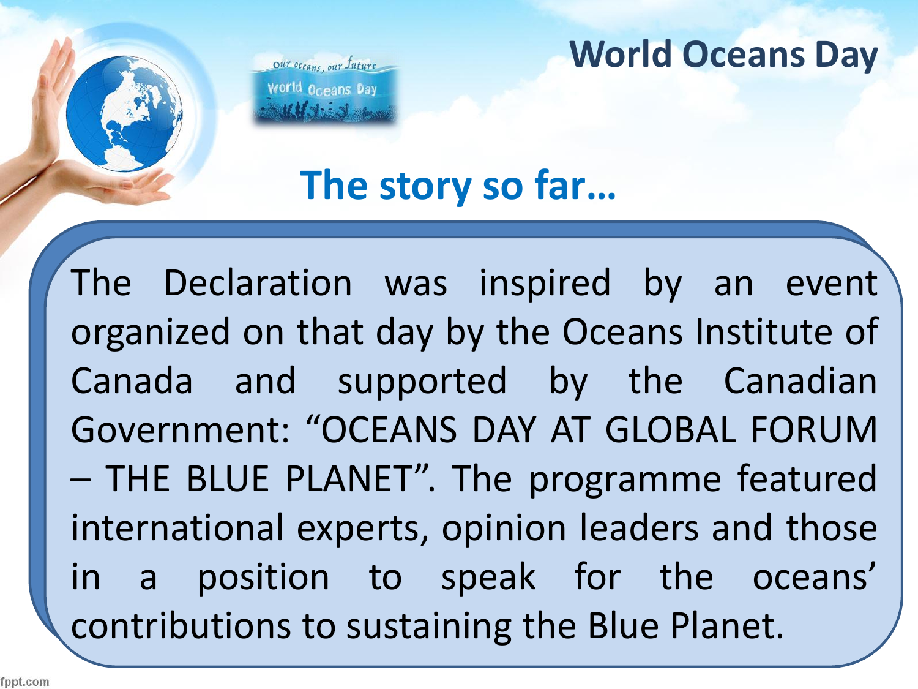# World Oceans Day

## The story so far…

The Declaration was inspired by an event organized on that day by the Oceans Institute of Canada and supported by the Canadian Government: “OCEANS DAY AT GLOBAL FORUM – THE BLUE PLANET”. The programme featured international experts, opinion leaders and those in a position to speak for the oceans’ contributions to sustaining the Blue Planet.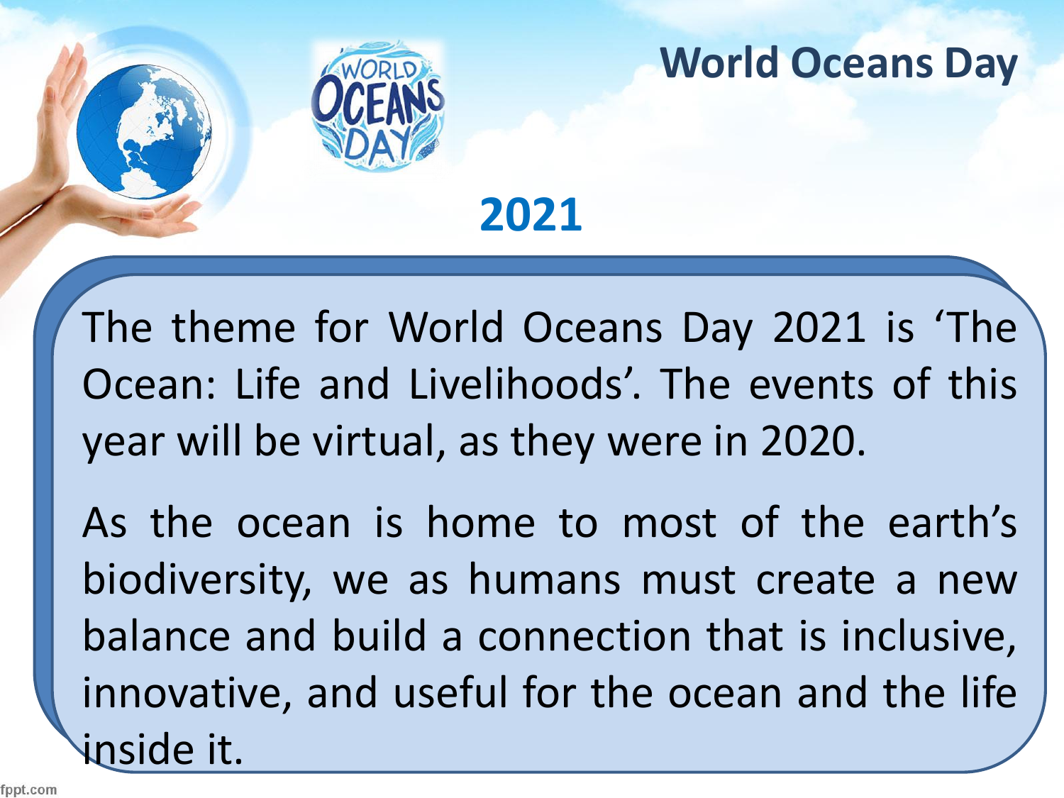# World Oceans Day

## 2021

The theme for World Oceans Day 2021 is 'The Ocean: Life and Livelihoods'. The events of this year will be virtual, as they were in 2020.

As the ocean is home to most of the earth's biodiversity, we as humans must create a new balance and build a connection that is inclusive, innovative, and useful for the ocean and the life inside it.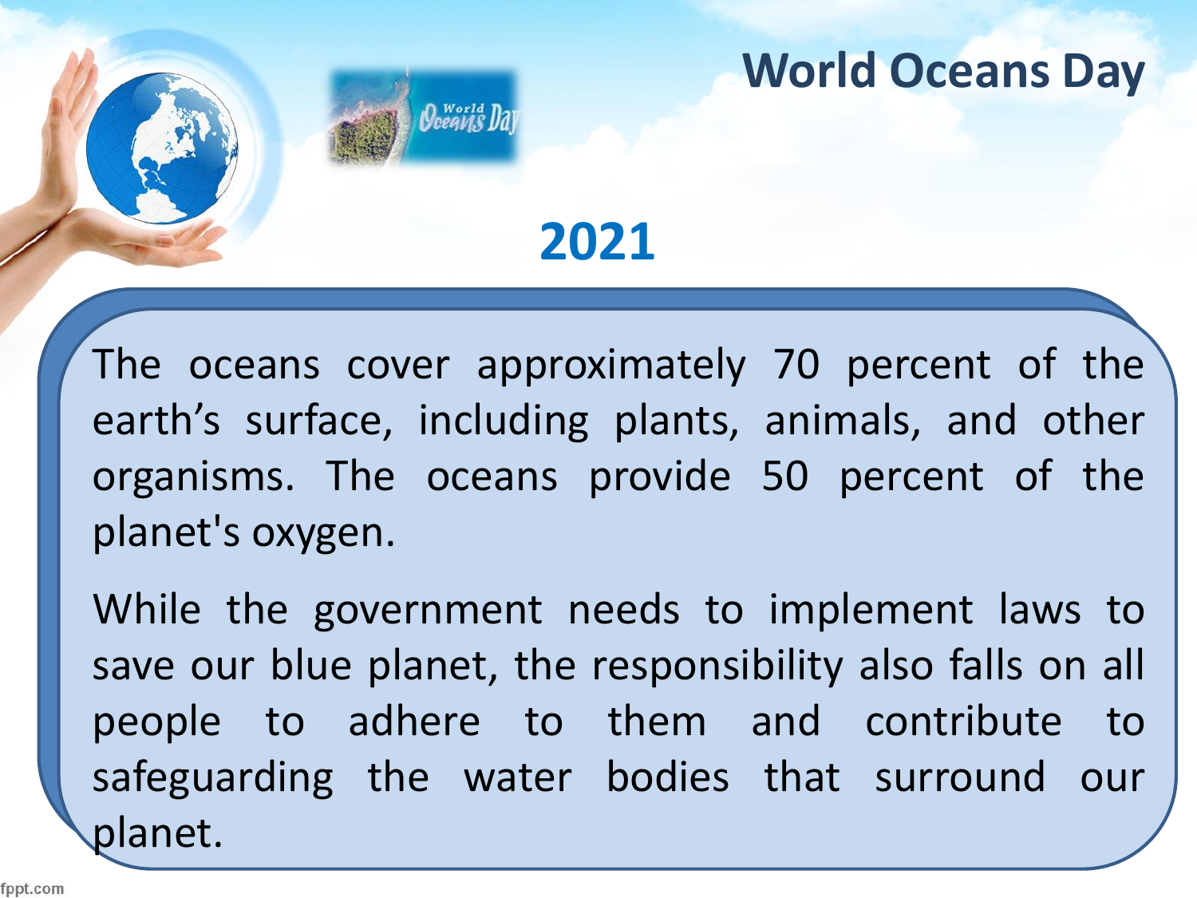# World Oceans Day

## 2021

The oceans cover approximately 70 percent of the earth's surface, including plants, animals, and other organisms. The oceans provide 50 percent of the planet's oxygen.

While the government needs to implement laws to save our blue planet, the responsibility also falls on all people to adhere to them and contribute to safeguarding the water bodies that surround our planet.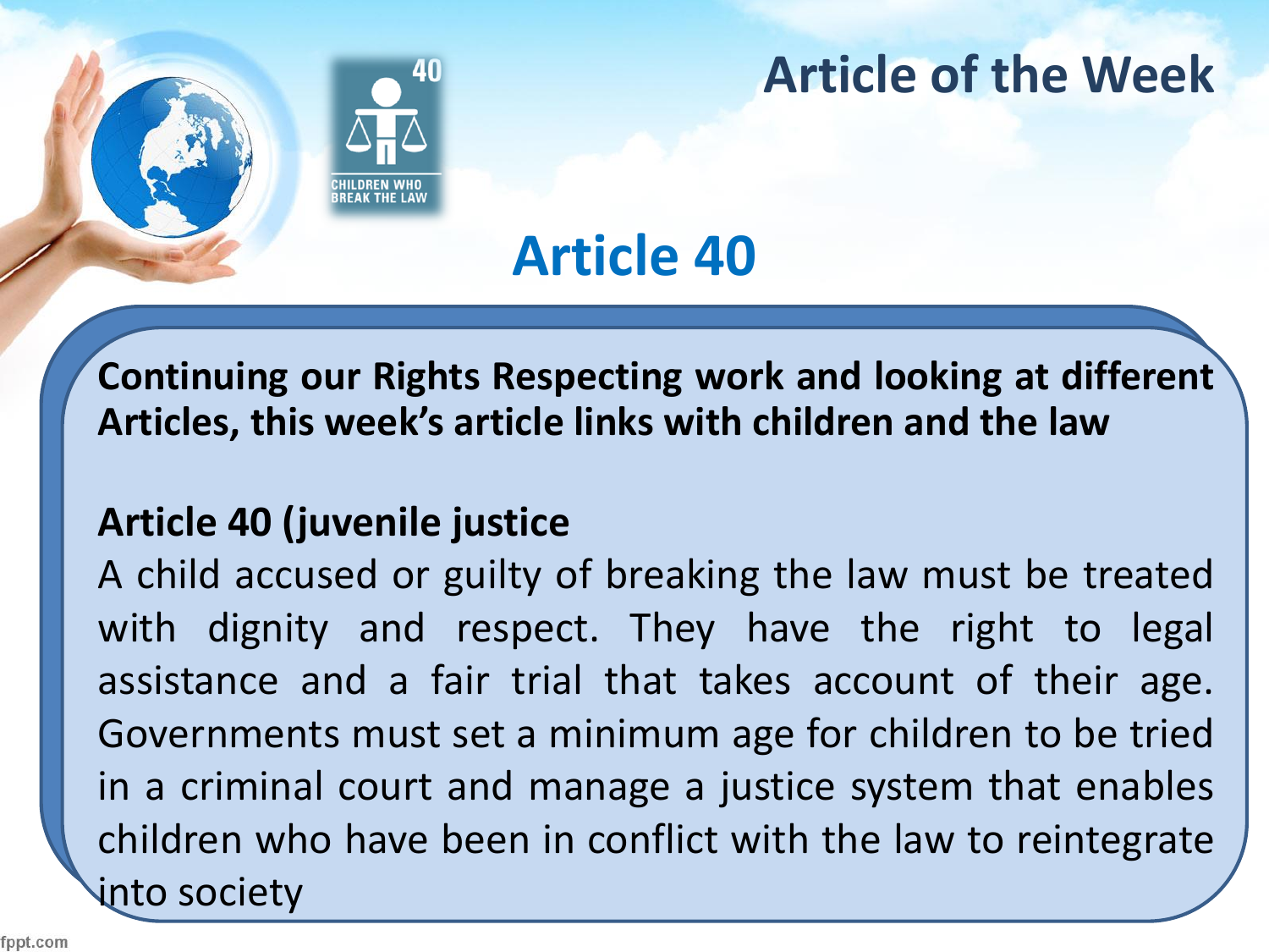# Article of the Week

## Article 40

**Continuing our Rights Respecting work and looking at different Articles, this week's article links with children and the law**

**Article 40 (juvenile justice**

A child accused or guilty of breaking the law must be treated with dignity and respect. They have the right to legal assistance and a fair trial that takes account of their age. Governments must set a minimum age for children to be tried in a criminal court and manage a justice system that enables children who have been in conflict with the law to reintegrate into society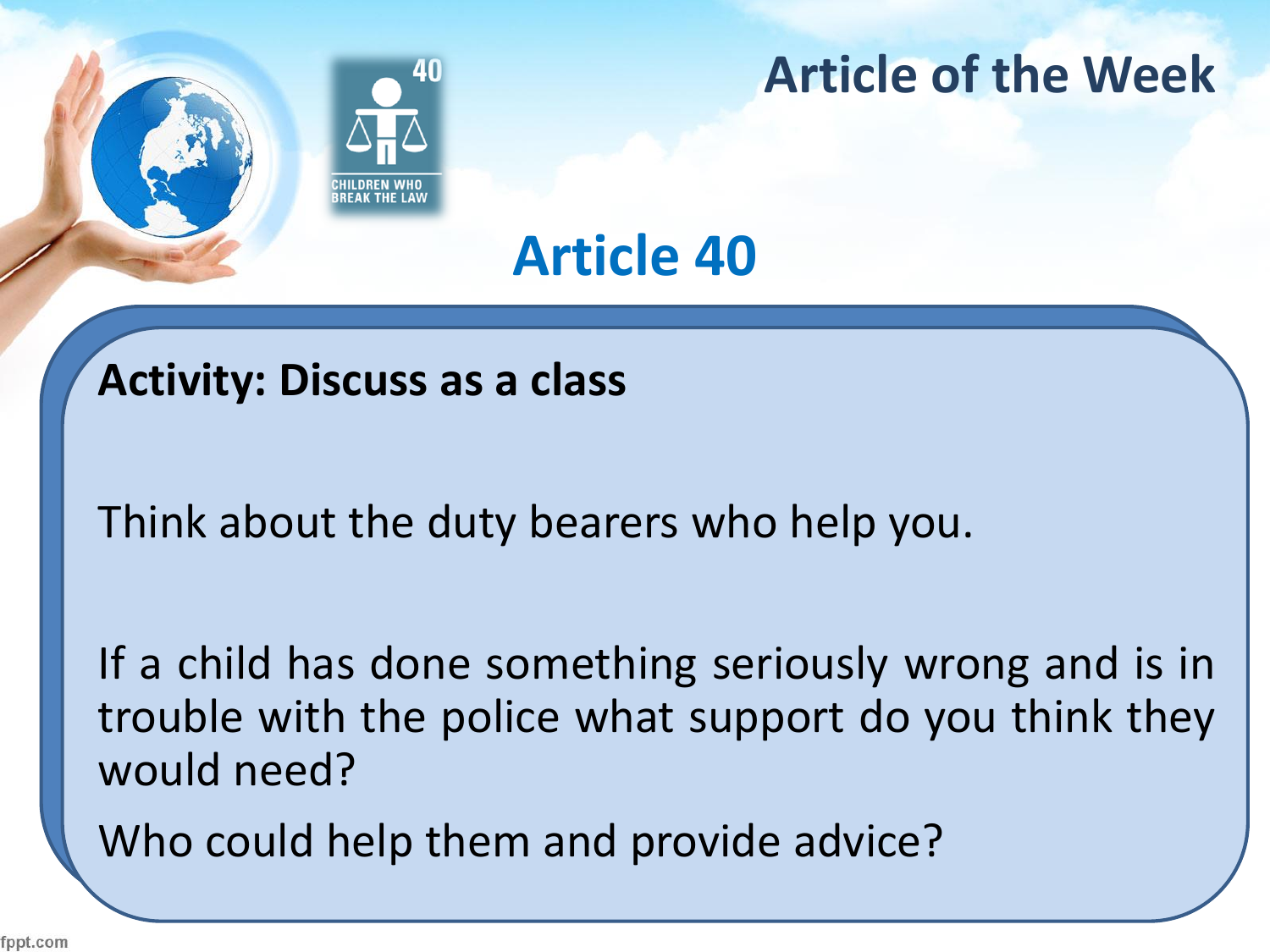# Article of the Week

40

CHILDREN WHO BREAK THE LAW

## Article 40

**Activity: Discuss as a class**

Think about the duty bearers who help you.

If a child has done something seriously wrong and is in trouble with the police what support do you think they would need?

Who could help them and provide advice?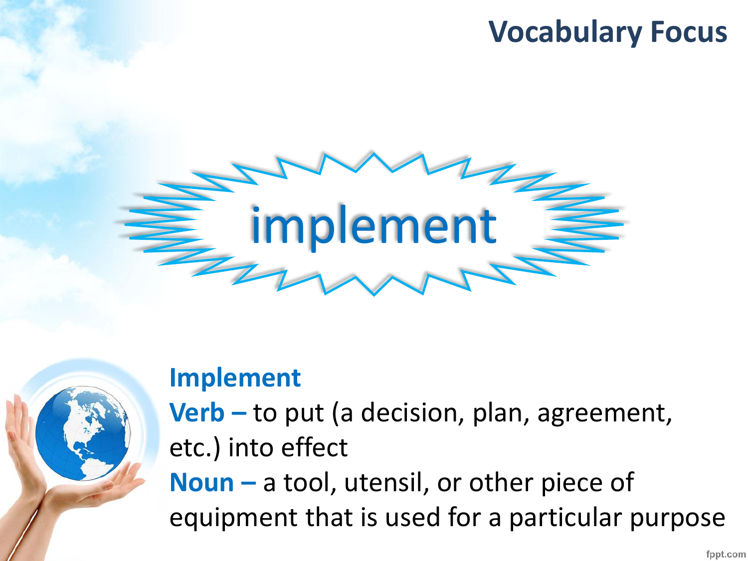## Vocabulary Focus

# implement

**Implement**

**Verb –** to put (a decision, plan, agreement, etc.) into effect

**Noun –** a tool, utensil, or other piece of equipment that is used for a particular purpose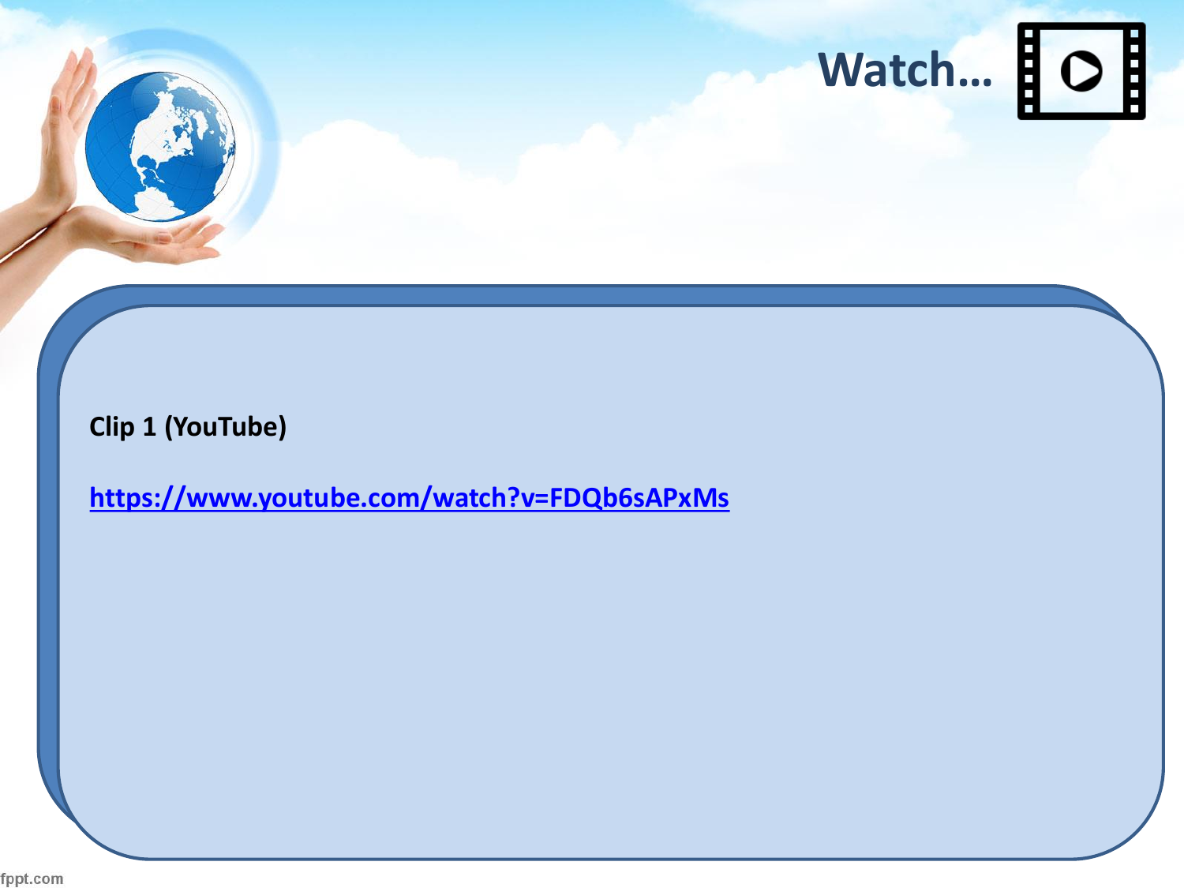# Watch…

**Clip 1 (YouTube)**

https://www.youtube.com/watch?v=FDQb6sAPxMs